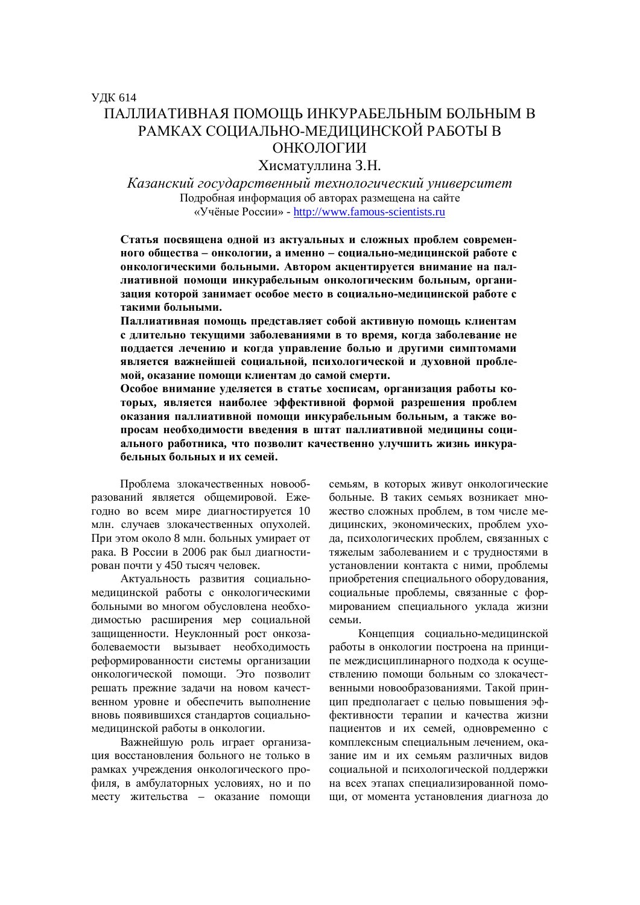УДК 614

# ПАЛЛИАТИВНАЯ ПОМОЩЬ ИНКУРАБЕЛЬНЫМ БОЛЬНЫМ В РАМКАХ СОЦИАЛЬНО-МЕДИЦИНСКОЙ РАБОТЫ В ОНКОЛОГИИ

Хисматуллина З.Н.

*Казанский государственный технологический университет*

Подробная информация об авторах размещена на сайте «Учёные России» - http://www.famous-scientists.ru

**Статья посвящена одной из актуальных и сложных проблем современного общества – онкологии, а именно – социально-медицинской работе с онкологическими больными. Автором акцентируется внимание на паллиативной помощи инкурабельным онкологическим больным, организация которой занимает особое место в социально-медицинской работе с такими больными.**

**Паллиативная помощь представляет собой активную помощь клиентам с длительно текущими заболеваниями в то время, когда заболевание не поддается лечению и когда управление болью и другими симптомами является важнейшей социальной, психологической и духовной проблемой, оказание помощи клиентам до самой смерти.**

**Особое внимание уделяется в статье хосписам, организация работы которых, является наиболее эффективной формой разрешения проблем оказания паллиативной помощи инкурабельным больным, а также вопросам необходимости введения в штат паллиативной медицины социального работника, что позволит качественно улучшить жизнь инкурабельных больных и их семей.**

Проблема злокачественных новообразований является общемировой. Ежегодно во всем мире диагностируется 10 млн. случаев злокачественных опухолей. При этом около 8 млн. больных умирает от рака. В России в 2006 рак был диагностирован почти у 450 тысяч человек.

Актуальность развития социально-медицинской работы с онкологическими больными во многом обусловлена необходимостью расширения мер социальной защищенности. Неуклонный рост онкозаболеваемости вызывает необходимость реформированности системы организации онкологической помощи. Это позволит решать прежние задачи на новом качественном уровне и обеспечить выполнение вновь появившихся стандартов социально-медицинской работы в онкологии.

Важнейшую роль играет организация восстановления больного не только в рамках учреждения онкологического профиля, в амбулаторных условиях, но и по месту жительства – оказание помощи семьям, в которых живут онкологические больные. В таких семьях возникает множество сложных проблем, в том числе медицинских, экономических, проблем ухода, психологических проблем, связанных с тяжелым заболеванием и с трудностями в установлении контакта с ними, проблемы приобретения специального оборудования, социальные проблемы, связанные с формированием специального уклада жизни семьи.

Концепция социально-медицинской работы в онкологии построена на принципе междисциплинарного подхода к осуществлению помощи больным со злокачественными новообразованиями. Такой принцип предполагает с целью повышения эффективности терапии и качества жизни пациентов и их семей, одновременно с комплексным специальным лечением, оказание им и их семьям различных видов социальной и психологической поддержки на всех этапах специализированной помощи, от момента установления диагноза до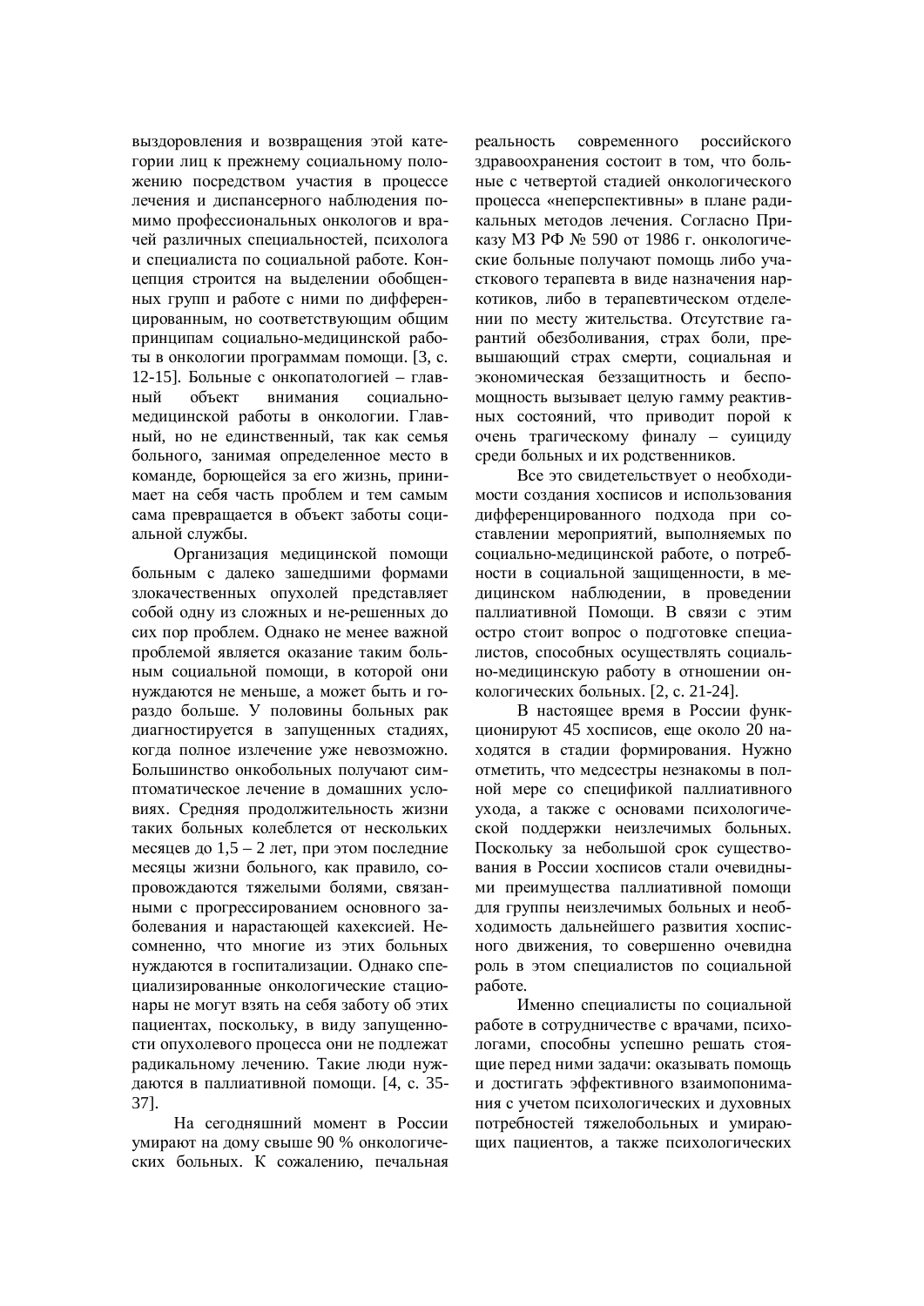выздоровления и возвращения этой категории лиц к прежнему социальному положению посредством участия в процессе лечения и диспансерного наблюдения помимо профессиональных онкологов и врачей различных специальностей, психолога и специалиста по социальной работе. Концепция строится на выделении обобщенных групп и работе с ними по дифференцированным, но соответствующим общим принципам социально-медицинской работы в онкологии программам помощи. [3, с. 12-15]. Больные с онкопатологией – главный объект внимания социально-медицинской работы в онкологии. Главный, но не единственный, так как семья больного, занимая определенное место в команде, борющейся за его жизнь, принимает на себя часть проблем и тем самым сама превращается в объект заботы социальной службы.

Организация медицинской помощи больным с далеко зашедшими формами злокачественных опухолей представляет собой одну из сложных и не-решенных до сих пор проблем. Однако не менее важной проблемой является оказание таким больным социальной помощи, в которой они нуждаются не меньше, а может быть и гораздо больше. У половины больных рак диагностируется в запущенных стадиях, когда полное излечение уже невозможно. Большинство онкобольных получают симптоматическое лечение в домашних условиях. Средняя продолжительность жизни таких больных колеблется от нескольких месяцев до 1,5 – 2 лет, при этом последние месяцы жизни больного, как правило, сопровождаются тяжелыми болями, связанными с прогрессированием основного заболевания и нарастающей кахексией. Несомненно, что многие из этих больных нуждаются в госпитализации. Однако специализированные онкологические стационары не могут взять на себя заботу об этих пациентах, поскольку, в виду запущенности опухолевого процесса они не подлежат радикальному лечению. Такие люди нуждаются в паллиативной помощи. [4, с. 35-37].

На сегодняшний момент в России умирают на дому свыше 90 % онкологических больных. К сожалению, печальная реальность современного российского здравоохранения состоит в том, что больные с четвертой стадией онкологического процесса «неперспективны» в плане радикальных методов лечения. Согласно Приказу МЗ РФ № 590 от 1986 г. онкологические больные получают помощь либо участкового терапевта в виде назначения наркотиков, либо в терапевтическом отделении по месту жительства. Отсутствие гарантий обезболивания, страх боли, превышающий страх смерти, социальная и экономическая беззащитность и беспомощность вызывает целую гамму реактивных состояний, что приводит порой к очень трагическому финалу – суициду среди больных и их родственников.

Все это свидетельствует о необходимости создания хосписов и использования дифференцированного подхода при составлении мероприятий, выполняемых по социально-медицинской работе, о потребности в социальной защищенности, в медицинском наблюдении, в проведении паллиативной Помощи. В связи с этим остро стоит вопрос о подготовке специалистов, способных осуществлять социально-медицинскую работу в отношении онкологических больных. [2, с. 21-24].

В настоящее время в России функционируют 45 хосписов, еще около 20 находятся в стадии формирования. Нужно отметить, что медсестры незнакомы в полной мере со спецификой паллиативного ухода, а также с основами психологической поддержки неизлечимых больных. Поскольку за небольшой срок существования в России хосписов стали очевидными преимущества паллиативной помощи для группы неизлечимых больных и необходимость дальнейшего развития хосписного движения, то совершенно очевидна роль в этом специалистов по социальной работе.

Именно специалисты по социальной работе в сотрудничестве с врачами, психологами, способны успешно решать стоящие перед ними задачи: оказывать помощь и достигать эффективного взаимопонимания с учетом психологических и духовных потребностей тяжелобольных и умирающих пациентов, а также психологических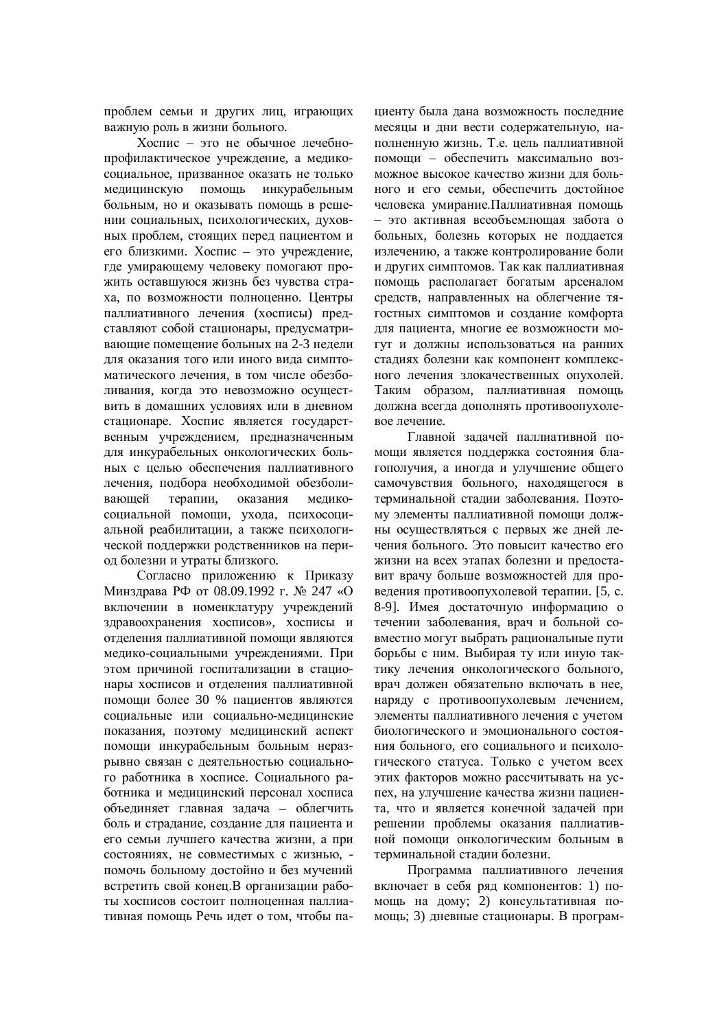проблем семьи и других лиц, играющих важную роль в жизни больного.

Хоспис – это не обычное лечебно-профилактическое учреждение, а медико-социальное, призванное оказать не только медицинскую помощь инкурабельным больным, но и оказывать помощь в решении социальных, психологических, духовных проблем, стоящих перед пациентом и его близкими. Хоспис – это учреждение, где умирающему человеку помогают прожить оставшуюся жизнь без чувства страха, по возможности полноценно. Центры паллиативного лечения (хосписы) представляют собой стационары, предусматривающие помещение больных на 2-3 недели для оказания того или иного вида симптоматического лечения, в том числе обезболивания, когда это невозможно осуществить в домашних условиях или в дневном стационаре. Хоспис является государственным учреждением, предназначенным для инкурабельных онкологических больных с целью обеспечения паллиативного лечения, подбора необходимой обезболивающей терапии, оказания медико-социальной помощи, ухода, психосоциальной реабилитации, а также психологической поддержки родственников на период болезни и утраты близкого.

Согласно приложению к Приказу Минздрава РФ от 08.09.1992 г. № 247 «О включении в номенклатуру учреждений здравоохранения хосписов», хосписы и отделения паллиативной помощи являются медико-социальными учреждениями. При этом причиной госпитализации в стационары хосписов и отделения паллиативной помощи более 30 % пациентов являются социальные или социально-медицинские показания, поэтому медицинский аспект помощи инкурабельным больным неразрывно связан с деятельностью социального работника в хосписе. Социального работника и медицинский персонал хосписа объединяет главная задача – облегчить боль и страдание, создание для пациента и его семьи лучшего качества жизни, а при состояниях, не совместимых с жизнью, - помочь больному достойно и без мучений встретить свой конец.В организации работы хосписов состоит полноценная паллиативная помощь Речь идет о том, чтобы пациенту была дана возможность последние месяцы и дни вести содержательную, наполненную жизнь. Т.е. цель паллиативной помощи – обеспечить максимально возможное высокое качество жизни для больного и его семьи, обеспечить достойное человека умирание.Паллиативная помощь – это активная всеобъемлющая забота о больных, болезнь которых не поддается излечению, а также контролирование боли и других симптомов. Так как паллиативная помощь располагает богатым арсеналом средств, направленных на облегчение тягостных симптомов и создание комфорта для пациента, многие ее возможности могут и должны использоваться на ранних стадиях болезни как компонент комплексного лечения злокачественных опухолей. Таким образом, паллиативная помощь должна всегда дополнять противоопухолевое лечение.

Главной задачей паллиативной помощи является поддержка состояния благополучия, а иногда и улучшение общего самочувствия больного, находящегося в терминальной стадии заболевания. Поэтому элементы паллиативной помощи должны осуществляться с первых же дней лечения больного. Это повысит качество его жизни на всех этапах болезни и предоставит врачу больше возможностей для проведения противоопухолевой терапии. [5, с. 8-9]. Имея достаточную информацию о течении заболевания, врач и больной совместно могут выбрать рациональные пути борьбы с ним. Выбирая ту или иную тактику лечения онкологического больного, врач должен обязательно включать в нее, наряду с противоопухолевым лечением, элементы паллиативного лечения с учетом биологического и эмоционального состояния больного, его социального и психологического статуса. Только с учетом всех этих факторов можно рассчитывать на успех, на улучшение качества жизни пациента, что и является конечной задачей при решении проблемы оказания паллиативной помощи онкологическим больным в терминальной стадии болезни.

Программа паллиативного лечения включает в себя ряд компонентов: 1) помощь на дому; 2) консультативная помощь; 3) дневные стационары. В програм-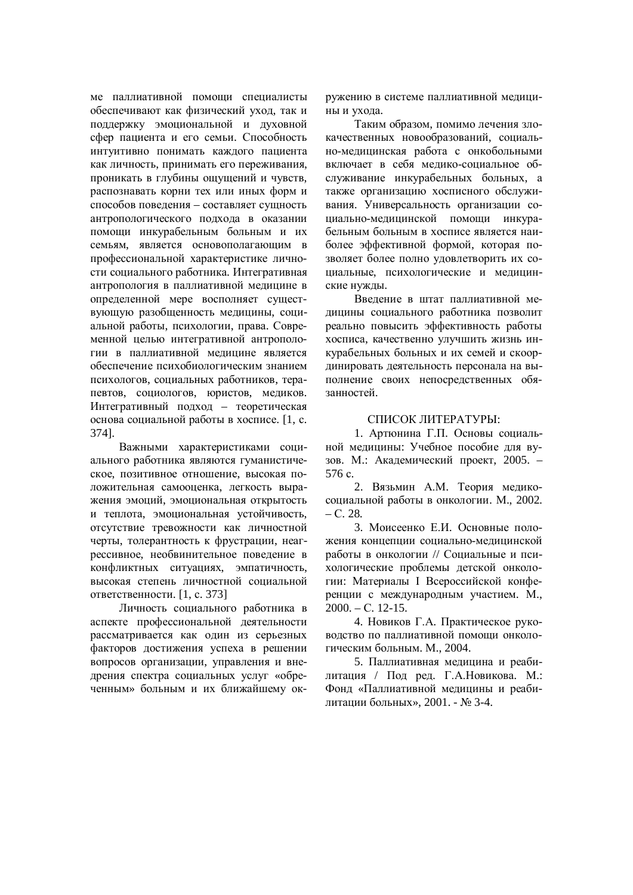ме паллиативной помощи специалисты обеспечивают как физический уход, так и поддержку эмоциональной и духовной сфер пациента и его семьи. Способность интуитивно понимать каждого пациента как личность, принимать его переживания, проникать в глубины ощущений и чувств, распознавать корни тех или иных форм и способов поведения – составляет сущность антропологического подхода в оказании помощи инкурабельным больным и их семьям, является основополагающим в профессиональной характеристике личности социального работника. Интегративная антропология в паллиативной медицине в определенной мере восполняет существующую разобщенность медицины, социальной работы, психологии, права. Современной целью интегративной антропологии в паллиативной медицине является обеспечение психобиологическим знанием психологов, социальных работников, терапевтов, социологов, юристов, медиков. Интегративный подход – теоретическая основа социальной работы в хосписе. [1, с. 374].

Важными характеристиками социального работника являются гуманистическое, позитивное отношение, высокая положительная самооценка, легкость выражения эмоций, эмоциональная открытость и теплота, эмоциональная устойчивость, отсутствие тревожности как личностной черты, толерантность к фрустрации, неагрессивное, необвинительное поведение в конфликтных ситуациях, эмпатичность, высокая степень личностной социальной ответственности. [1, с. 373]

Личность социального работника в аспекте профессиональной деятельности рассматривается как один из серьезных факторов достижения успеха в решении вопросов организации, управления и внедрения спектра социальных услуг «обреченным» больным и их ближайшему окружению в системе паллиативной медицины и ухода.

Таким образом, помимо лечения злокачественных новообразований, социально-медицинская работа с онкобольными включает в себя медико-социальное обслуживание инкурабельных больных, а также организацию хосписного обслуживания. Универсальность организации социально-медицинской помощи инкурабельным больным в хосписе является наиболее эффективной формой, которая позволяет более полно удовлетворить их социальные, психологические и медицинские нужды.

Введение в штат паллиативной медицины социального работника позволит реально повысить эффективность работы хосписа, качественно улучшить жизнь инкурабельных больных и их семей и скоординировать деятельность персонала на выполнение своих непосредственных обязанностей.

## СПИСОК ЛИТЕРАТУРЫ:

1. Артюнина Г.П. Основы социальной медицины: Учебное пособие для вузов. М.: Академический проект, 2005. – 576 с.
2. Вязьмин А.М. Теория медико-социальной работы в онкологии. М., 2002. – С. 28.
3. Моисеенко Е.И. Основные положения концепции социально-медицинской работы в онкологии // Социальные и психологические проблемы детской онкологии: Материалы I Всероссийской конференции с международным участием. М., 2000. – С. 12-15.
4. Новиков Г.А. Практическое руководство по паллиативной помощи онкологическим больным. М., 2004.
5. Паллиативная медицина и реабилитация / Под ред. Г.А.Новикова. М.: Фонд «Паллиативной медицины и реабилитации больных», 2001. - № 3-4.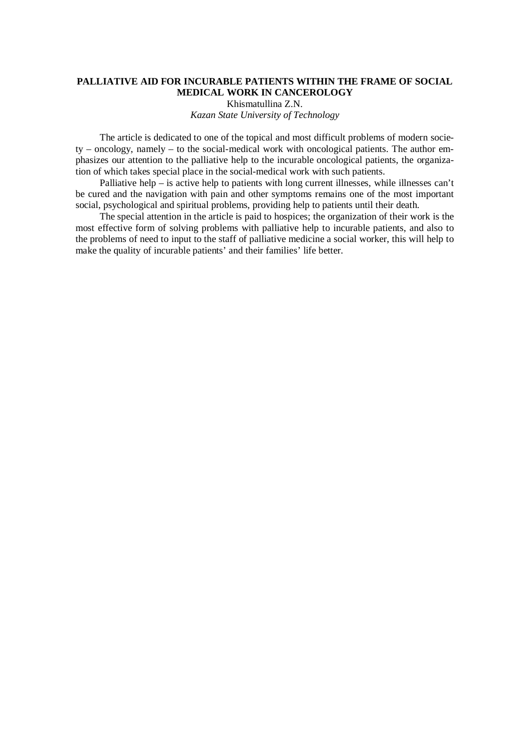**PALLIATIVE AID FOR INCURABLE PATIENTS WITHIN THE FRAME OF SOCIAL MEDICAL WORK IN CANCEROLOGY**

Khismatullina Z.N.

*Kazan State University of Technology*

The article is dedicated to one of the topical and most difficult problems of modern society – oncology, namely – to the social-medical work with oncological patients. The author emphasizes our attention to the palliative help to the incurable oncological patients, the organization of which takes special place in the social-medical work with such patients.

Palliative help – is active help to patients with long current illnesses, while illnesses can't be cured and the navigation with pain and other symptoms remains one of the most important social, psychological and spiritual problems, providing help to patients until their death.

The special attention in the article is paid to hospices; the organization of their work is the most effective form of solving problems with palliative help to incurable patients, and also to the problems of need to input to the staff of palliative medicine a social worker, this will help to make the quality of incurable patients' and their families' life better.